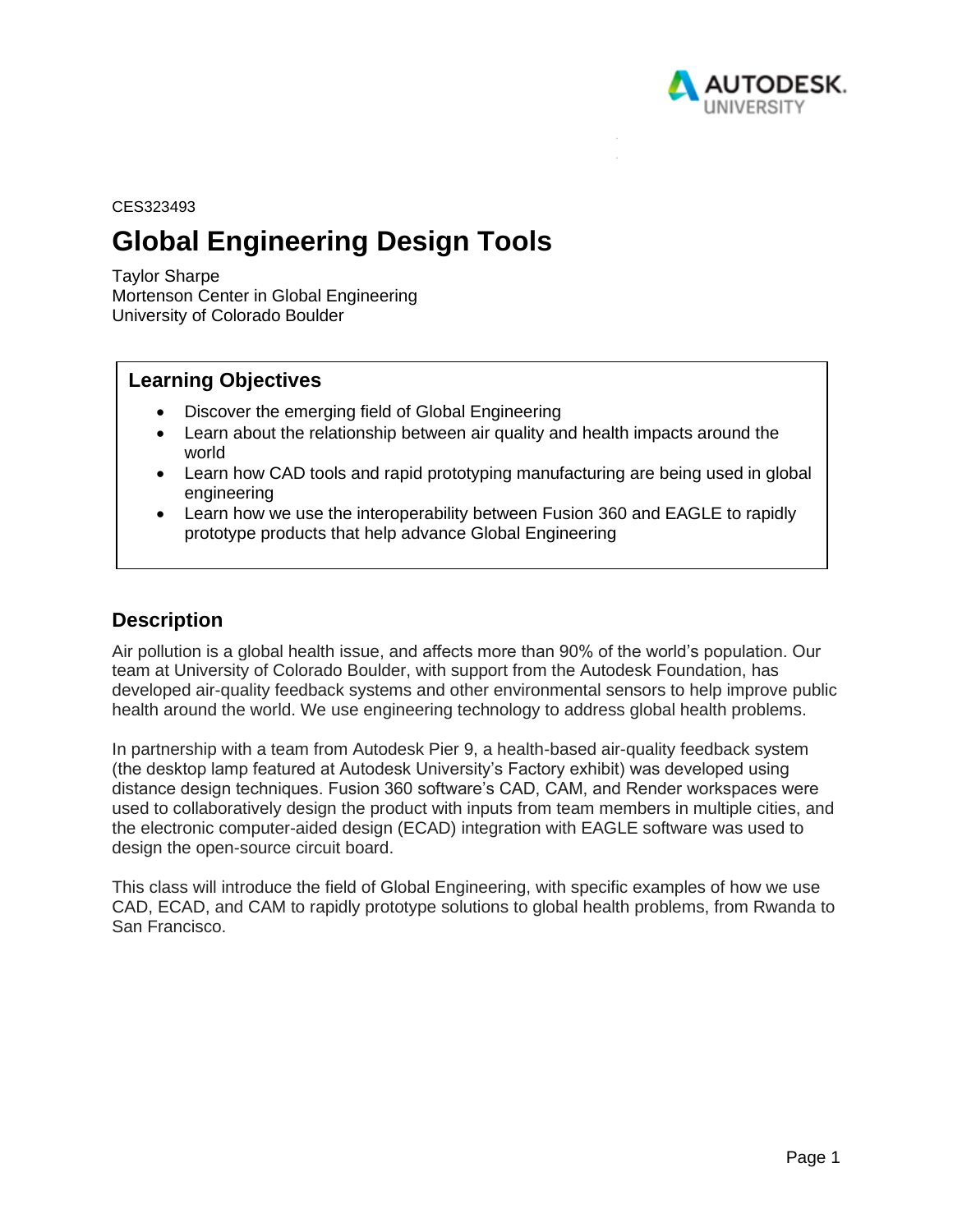CES323493

# Global Engineering Design Tools

Taylor Sharpe
Mortenson Center in Global Engineering
University of Colorado Boulder

## Learning Objectives

- Discover the emerging field of Global Engineering
- Learn about the relationship between air quality and health impacts around the world
- Learn how CAD tools and rapid prototyping manufacturing are being used in global engineering
- Learn how we use the interoperability between Fusion 360 and EAGLE to rapidly prototype products that help advance Global Engineering

## Description

Air pollution is a global health issue, and affects more than 90% of the world's population. Our team at University of Colorado Boulder, with support from the Autodesk Foundation, has developed air-quality feedback systems and other environmental sensors to help improve public health around the world. We use engineering technology to address global health problems.

In partnership with a team from Autodesk Pier 9, a health-based air-quality feedback system (the desktop lamp featured at Autodesk University's Factory exhibit) was developed using distance design techniques. Fusion 360 software's CAD, CAM, and Render workspaces were used to collaboratively design the product with inputs from team members in multiple cities, and the electronic computer-aided design (ECAD) integration with EAGLE software was used to design the open-source circuit board.

This class will introduce the field of Global Engineering, with specific examples of how we use CAD, ECAD, and CAM to rapidly prototype solutions to global health problems, from Rwanda to San Francisco.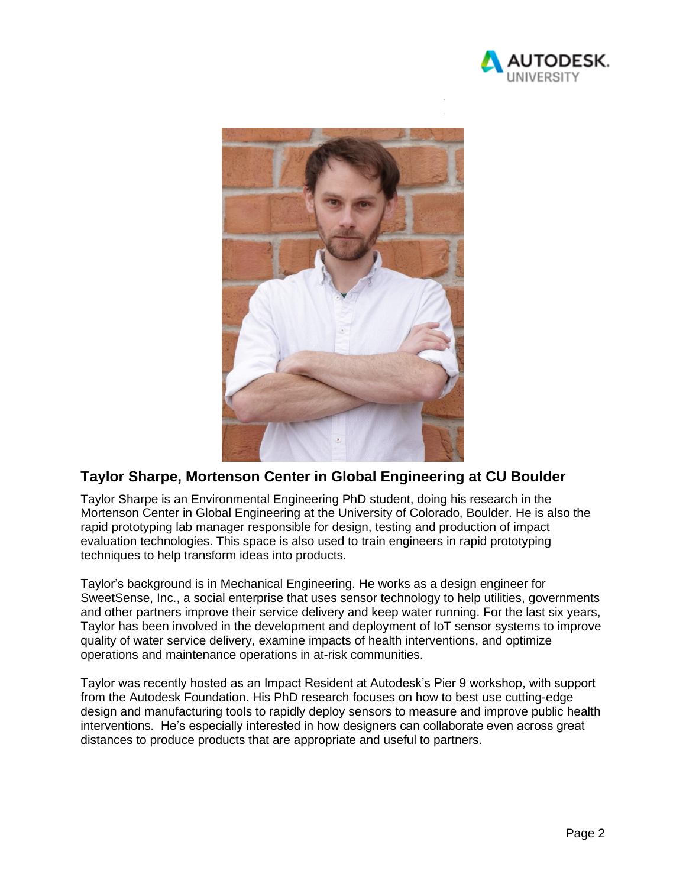## Taylor Sharpe, Mortenson Center in Global Engineering at CU Boulder

Taylor Sharpe is an Environmental Engineering PhD student, doing his research in the Mortenson Center in Global Engineering at the University of Colorado, Boulder. He is also the rapid prototyping lab manager responsible for design, testing and production of impact evaluation technologies. This space is also used to train engineers in rapid prototyping techniques to help transform ideas into products.

Taylor's background is in Mechanical Engineering. He works as a design engineer for SweetSense, Inc., a social enterprise that uses sensor technology to help utilities, governments and other partners improve their service delivery and keep water running. For the last six years, Taylor has been involved in the development and deployment of IoT sensor systems to improve quality of water service delivery, examine impacts of health interventions, and optimize operations and maintenance operations in at-risk communities.

Taylor was recently hosted as an Impact Resident at Autodesk's Pier 9 workshop, with support from the Autodesk Foundation. His PhD research focuses on how to best use cutting-edge design and manufacturing tools to rapidly deploy sensors to measure and improve public health interventions. He's especially interested in how designers can collaborate even across great distances to produce products that are appropriate and useful to partners.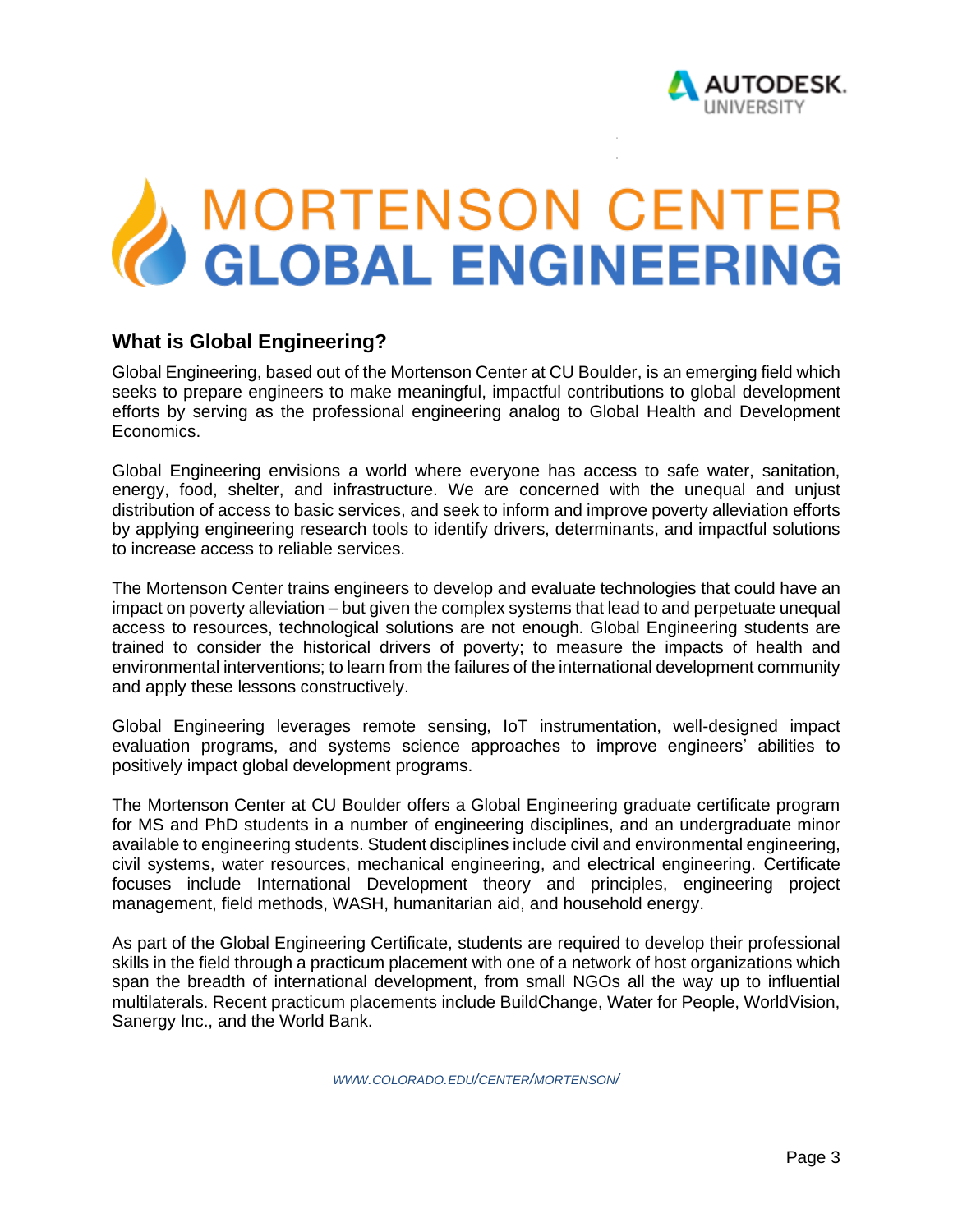# MORTENSON CENTER GLOBAL ENGINEERING

## What is Global Engineering?

Global Engineering, based out of the Mortenson Center at CU Boulder, is an emerging field which seeks to prepare engineers to make meaningful, impactful contributions to global development efforts by serving as the professional engineering analog to Global Health and Development Economics.

Global Engineering envisions a world where everyone has access to safe water, sanitation, energy, food, shelter, and infrastructure. We are concerned with the unequal and unjust distribution of access to basic services, and seek to inform and improve poverty alleviation efforts by applying engineering research tools to identify drivers, determinants, and impactful solutions to increase access to reliable services.

The Mortenson Center trains engineers to develop and evaluate technologies that could have an impact on poverty alleviation – but given the complex systems that lead to and perpetuate unequal access to resources, technological solutions are not enough. Global Engineering students are trained to consider the historical drivers of poverty; to measure the impacts of health and environmental interventions; to learn from the failures of the international development community and apply these lessons constructively.

Global Engineering leverages remote sensing, IoT instrumentation, well-designed impact evaluation programs, and systems science approaches to improve engineers' abilities to positively impact global development programs.

The Mortenson Center at CU Boulder offers a Global Engineering graduate certificate program for MS and PhD students in a number of engineering disciplines, and an undergraduate minor available to engineering students. Student disciplines include civil and environmental engineering, civil systems, water resources, mechanical engineering, and electrical engineering. Certificate focuses include International Development theory and principles, engineering project management, field methods, WASH, humanitarian aid, and household energy.

As part of the Global Engineering Certificate, students are required to develop their professional skills in the field through a practicum placement with one of a network of host organizations which span the breadth of international development, from small NGOs all the way up to influential multilaterals. Recent practicum placements include BuildChange, Water for People, WorldVision, Sanergy Inc., and the World Bank.

*WWW.COLORADO.EDU/CENTER/MORTENSON/*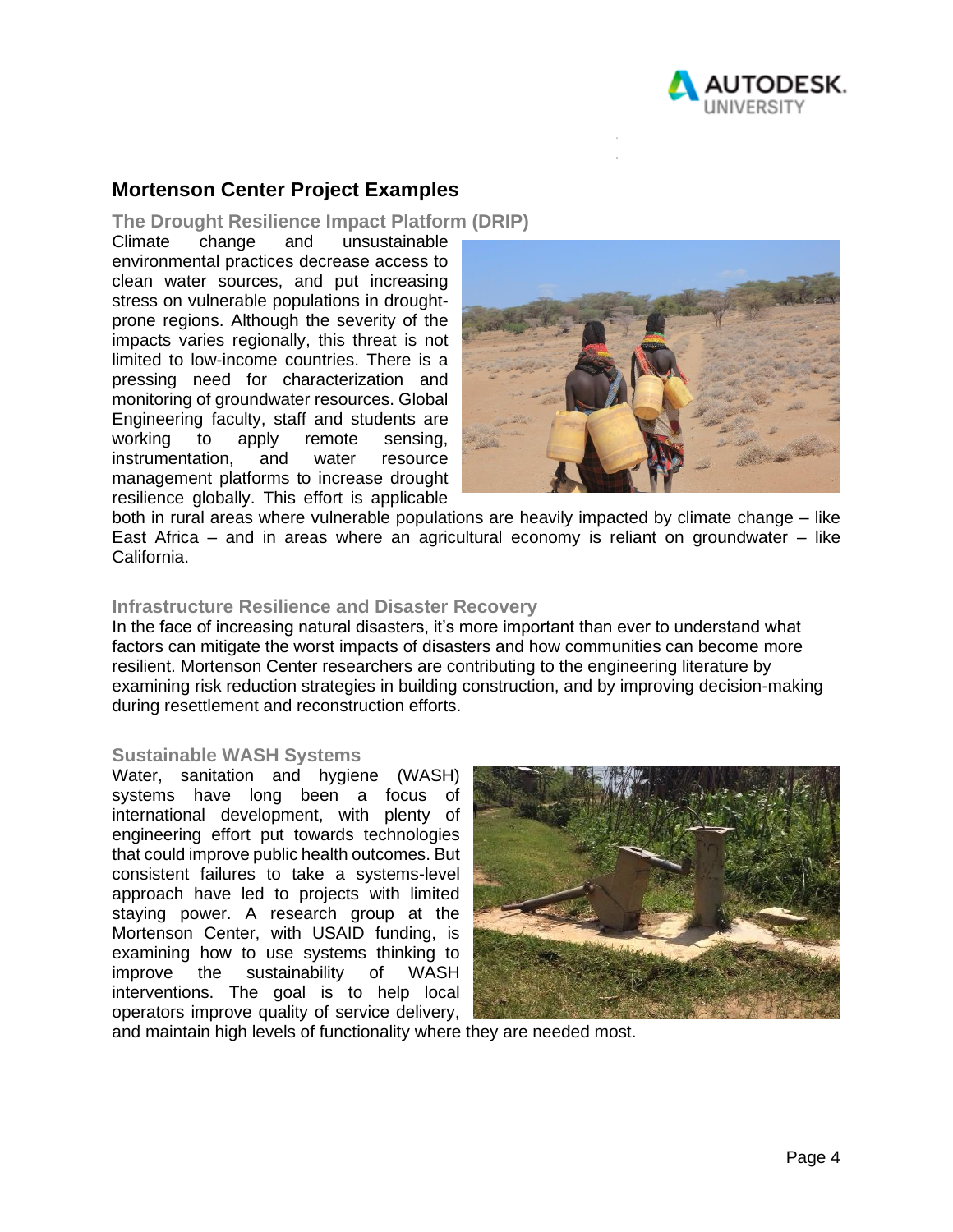## Mortenson Center Project Examples

### The Drought Resilience Impact Platform (DRIP)

Climate change and unsustainable environmental practices decrease access to clean water sources, and put increasing stress on vulnerable populations in drought-prone regions. Although the severity of the impacts varies regionally, this threat is not limited to low-income countries. There is a pressing need for characterization and monitoring of groundwater resources. Global Engineering faculty, staff and students are working to apply remote sensing, instrumentation, and water resource management platforms to increase drought resilience globally. This effort is applicable both in rural areas where vulnerable populations are heavily impacted by climate change – like East Africa – and in areas where an agricultural economy is reliant on groundwater – like California.

### Infrastructure Resilience and Disaster Recovery

In the face of increasing natural disasters, it's more important than ever to understand what factors can mitigate the worst impacts of disasters and how communities can become more resilient. Mortenson Center researchers are contributing to the engineering literature by examining risk reduction strategies in building construction, and by improving decision-making during resettlement and reconstruction efforts.

### Sustainable WASH Systems

Water, sanitation and hygiene (WASH) systems have long been a focus of international development, with plenty of engineering effort put towards technologies that could improve public health outcomes. But consistent failures to take a systems-level approach have led to projects with limited staying power. A research group at the Mortenson Center, with USAID funding, is examining how to use systems thinking to improve the sustainability of WASH interventions. The goal is to help local operators improve quality of service delivery, and maintain high levels of functionality where they are needed most.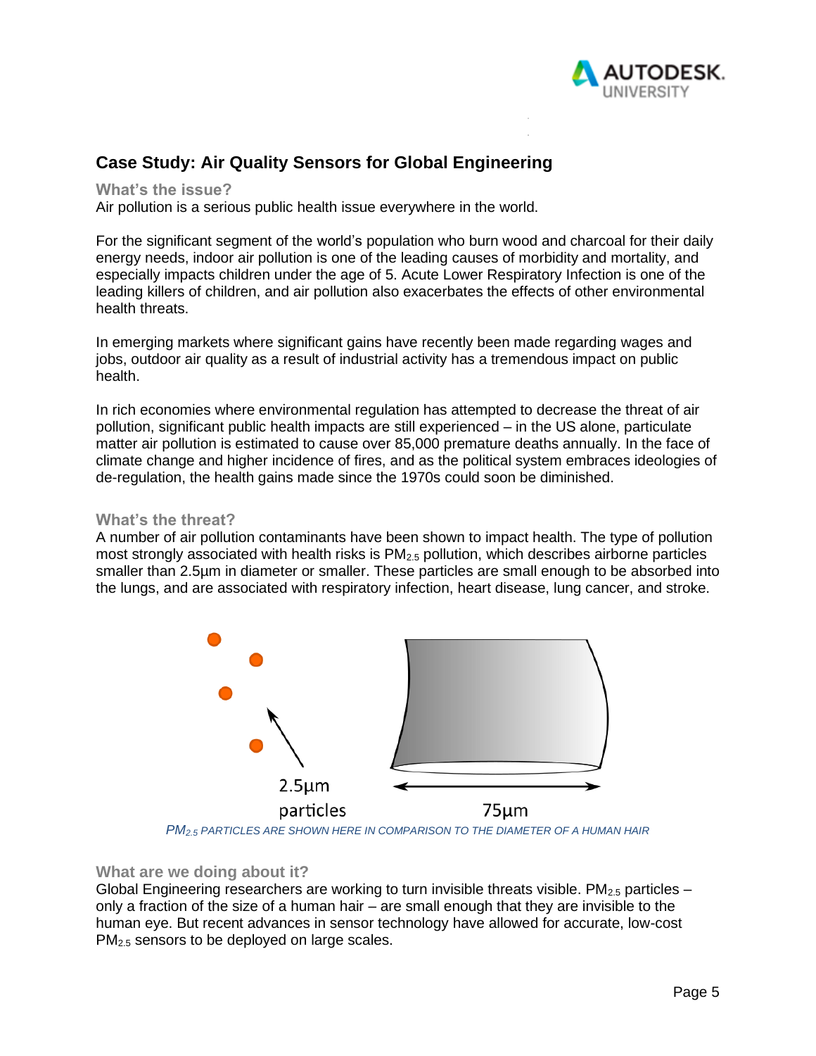## Case Study: Air Quality Sensors for Global Engineering

### What's the issue?

Air pollution is a serious public health issue everywhere in the world.

For the significant segment of the world's population who burn wood and charcoal for their daily energy needs, indoor air pollution is one of the leading causes of morbidity and mortality, and especially impacts children under the age of 5. Acute Lower Respiratory Infection is one of the leading killers of children, and air pollution also exacerbates the effects of other environmental health threats.

In emerging markets where significant gains have recently been made regarding wages and jobs, outdoor air quality as a result of industrial activity has a tremendous impact on public health.

In rich economies where environmental regulation has attempted to decrease the threat of air pollution, significant public health impacts are still experienced – in the US alone, particulate matter air pollution is estimated to cause over 85,000 premature deaths annually. In the face of climate change and higher incidence of fires, and as the political system embraces ideologies of de-regulation, the health gains made since the 1970s could soon be diminished.

### What's the threat?

A number of air pollution contaminants have been shown to impact health. The type of pollution most strongly associated with health risks is $PM_{2.5}$ pollution, which describes airborne particles smaller than 2.5µm in diameter or smaller. These particles are small enough to be absorbed into the lungs, and are associated with respiratory infection, heart disease, lung cancer, and stroke.

2.5µm particles

75µm

*$PM_{2.5}$ PARTICLES ARE SHOWN HERE IN COMPARISON TO THE DIAMETER OF A HUMAN HAIR*

### What are we doing about it?

Global Engineering researchers are working to turn invisible threats visible. $PM_{2.5}$ particles – only a fraction of the size of a human hair – are small enough that they are invisible to the human eye. But recent advances in sensor technology have allowed for accurate, low-cost $PM_{2.5}$ sensors to be deployed on large scales.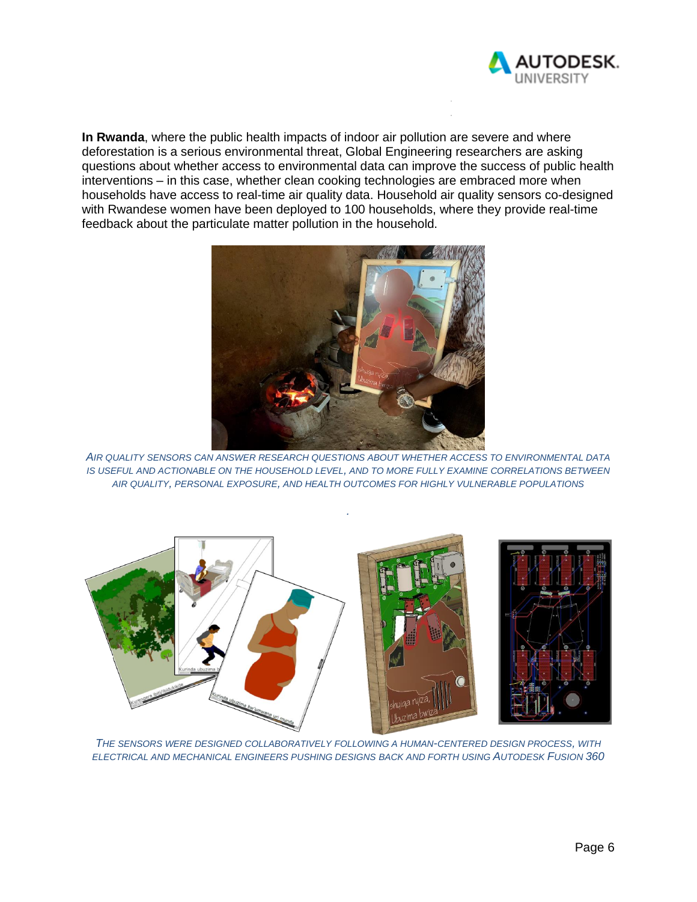**In Rwanda**, where the public health impacts of indoor air pollution are severe and where deforestation is a serious environmental threat, Global Engineering researchers are asking questions about whether access to environmental data can improve the success of public health interventions – in this case, whether clean cooking technologies are embraced more when households have access to real-time air quality data. Household air quality sensors co-designed with Rwandese women have been deployed to 100 households, where they provide real-time feedback about the particulate matter pollution in the household.

*AIR QUALITY SENSORS CAN ANSWER RESEARCH QUESTIONS ABOUT WHETHER ACCESS TO ENVIRONMENTAL DATA IS USEFUL AND ACTIONABLE ON THE HOUSEHOLD LEVEL, AND TO MORE FULLY EXAMINE CORRELATIONS BETWEEN AIR QUALITY, PERSONAL EXPOSURE, AND HEALTH OUTCOMES FOR HIGHLY VULNERABLE POPULATIONS*

*THE SENSORS WERE DESIGNED COLLABORATIVELY FOLLOWING A HUMAN-CENTERED DESIGN PROCESS, WITH ELECTRICAL AND MECHANICAL ENGINEERS PUSHING DESIGNS BACK AND FORTH USING AUTODESK FUSION 360*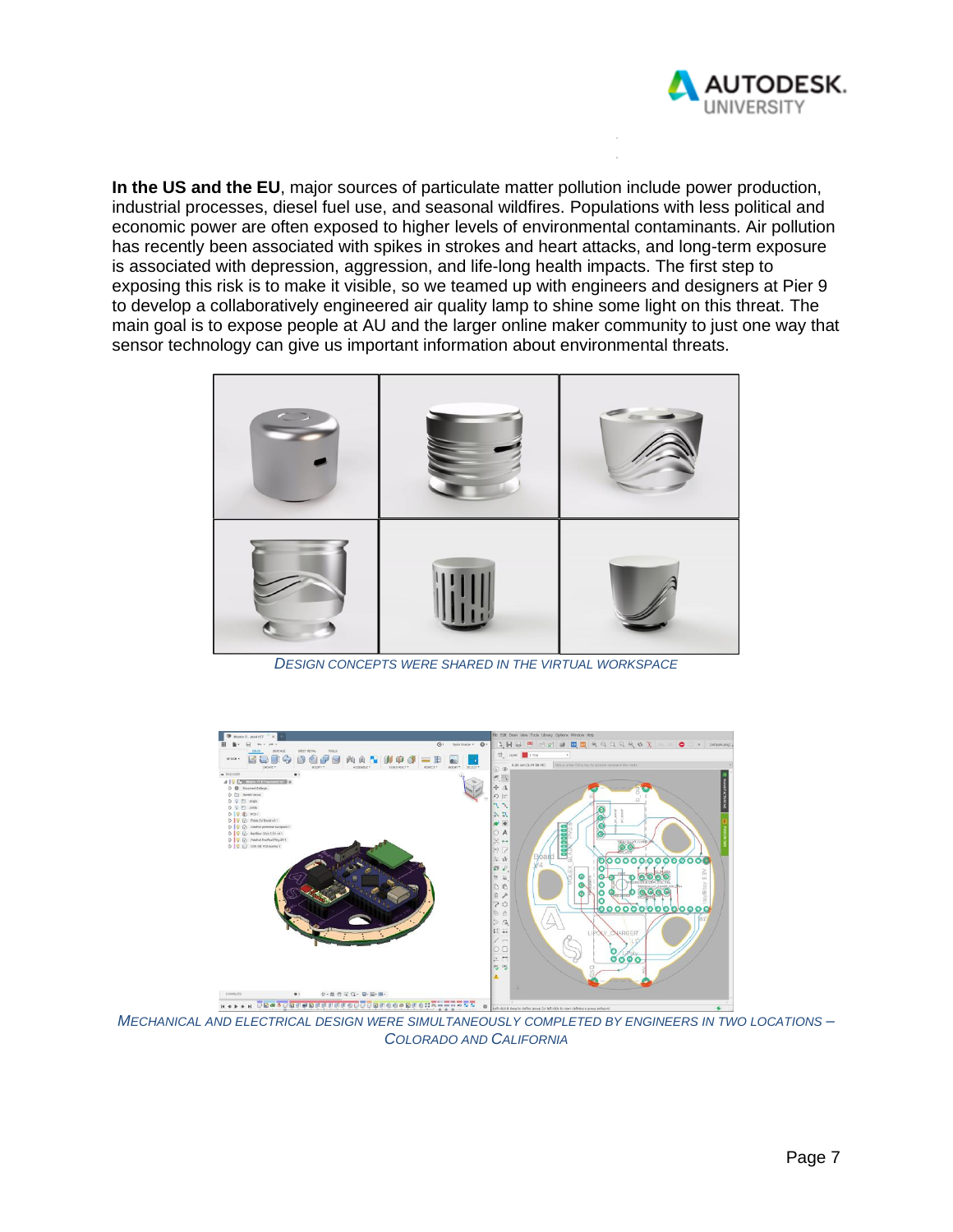**In the US and the EU**, major sources of particulate matter pollution include power production, industrial processes, diesel fuel use, and seasonal wildfires. Populations with less political and economic power are often exposed to higher levels of environmental contaminants. Air pollution has recently been associated with spikes in strokes and heart attacks, and long-term exposure is associated with depression, aggression, and life-long health impacts. The first step to exposing this risk is to make it visible, so we teamed up with engineers and designers at Pier 9 to develop a collaboratively engineered air quality lamp to shine some light on this threat. The main goal is to expose people at AU and the larger online maker community to just one way that sensor technology can give us important information about environmental threats.

*DESIGN CONCEPTS WERE SHARED IN THE VIRTUAL WORKSPACE*

*MECHANICAL AND ELECTRICAL DESIGN WERE SIMULTANEOUSLY COMPLETED BY ENGINEERS IN TWO LOCATIONS – COLORADO AND CALIFORNIA*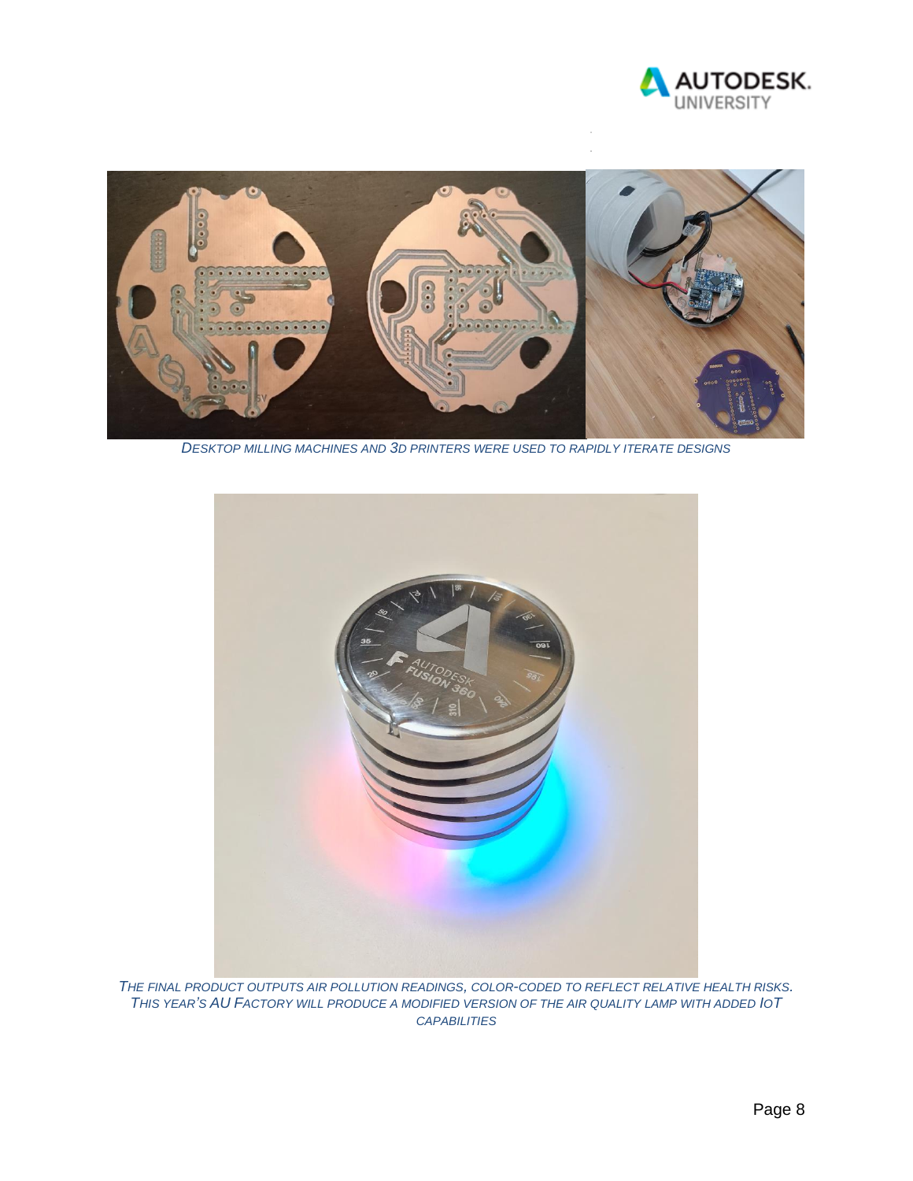*DESKTOP MILLING MACHINES AND 3D PRINTERS WERE USED TO RAPIDLY ITERATE DESIGNS*

*THE FINAL PRODUCT OUTPUTS AIR POLLUTION READINGS, COLOR-CODED TO REFLECT RELATIVE HEALTH RISKS. THIS YEAR'S AU FACTORY WILL PRODUCE A MODIFIED VERSION OF THE AIR QUALITY LAMP WITH ADDED IOT CAPABILITIES*